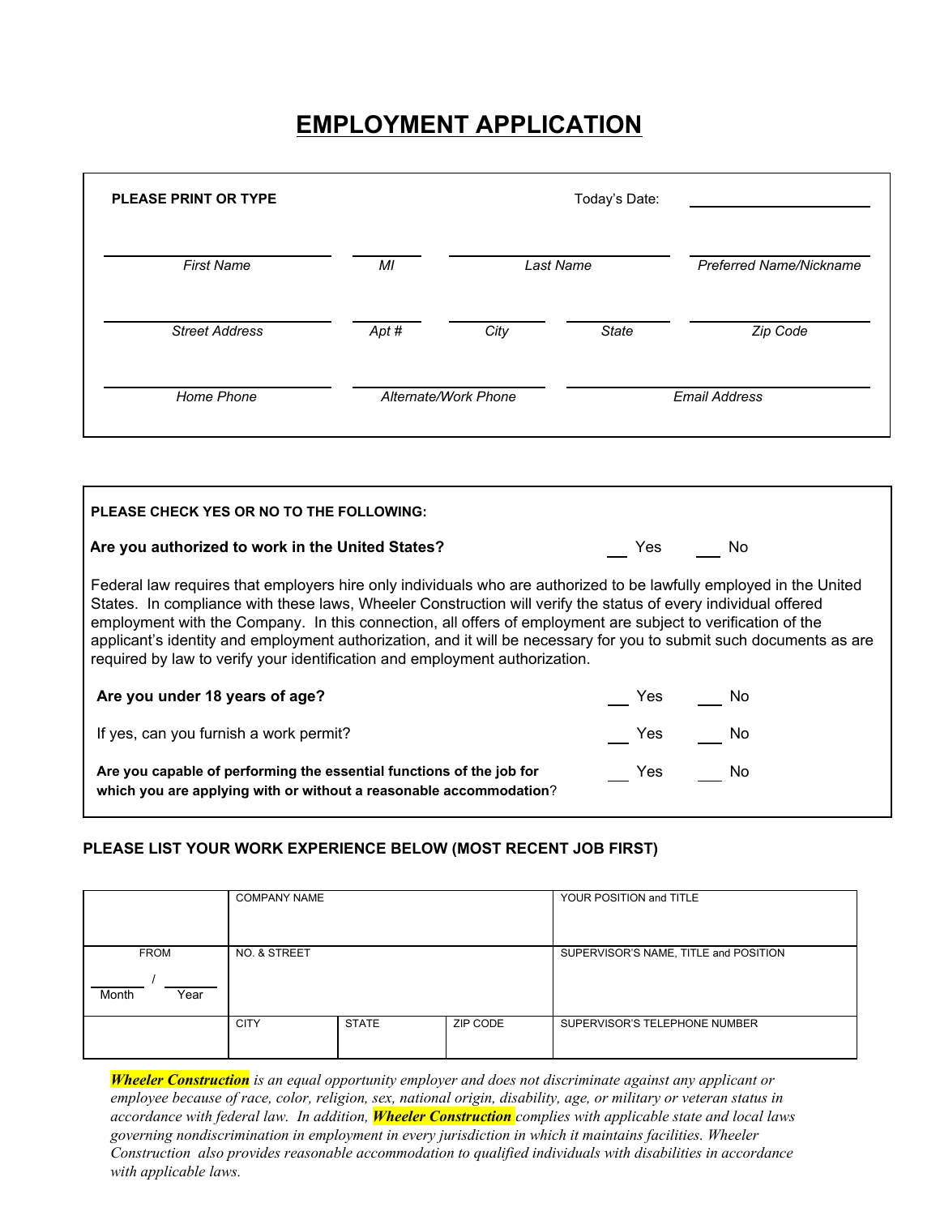# EMPLOYMENT APPLICATION

**PLEASE PRINT OR TYPE** Today's Date: ____________________

| | | | |
|---|---|---|---|
| *First Name* | *MI* | *Last Name* | *Preferred Name/Nickname* |

| | | | | |
|---|---|---|---|---|
| *Street Address* | *Apt #* | *City* | *State* | *Zip Code* |

| | | |
|---|---|---|
| *Home Phone* | *Alternate/Work Phone* | *Email Address* |

**PLEASE CHECK YES OR NO TO THE FOLLOWING:**

**Are you authorized to work in the United States?** ___ Yes ___ No

Federal law requires that employers hire only individuals who are authorized to be lawfully employed in the United States. In compliance with these laws, Wheeler Construction will verify the status of every individual offered employment with the Company. In this connection, all offers of employment are subject to verification of the applicant's identity and employment authorization, and it will be necessary for you to submit such documents as are required by law to verify your identification and employment authorization.

**Are you under 18 years of age?** ___ Yes ___ No

If yes, can you furnish a work permit? ___ Yes ___ No

**Are you capable of performing the essential functions of the job for which you are applying with or without a reasonable accommodation**? ___ Yes ___ No

**PLEASE LIST YOUR WORK EXPERIENCE BELOW (MOST RECENT JOB FIRST)**

| | | | | |
|---|---|---|---|---|
| | COMPANY NAME | | | YOUR POSITION and TITLE |
| FROM<br>____ / ____<br>Month Year | NO. & STREET | | | SUPERVISOR'S NAME, TITLE and POSITION |
| | CITY | STATE | ZIP CODE | SUPERVISOR'S TELEPHONE NUMBER |

***Wheeler Construction*** *is an equal opportunity employer and does not discriminate against any applicant or employee because of race, color, religion, sex, national origin, disability, age, or military or veteran status in accordance with federal law. In addition,* ***Wheeler Construction*** *complies with applicable state and local laws governing nondiscrimination in employment in every jurisdiction in which it maintains facilities. Wheeler Construction also provides reasonable accommodation to qualified individuals with disabilities in accordance with applicable laws.*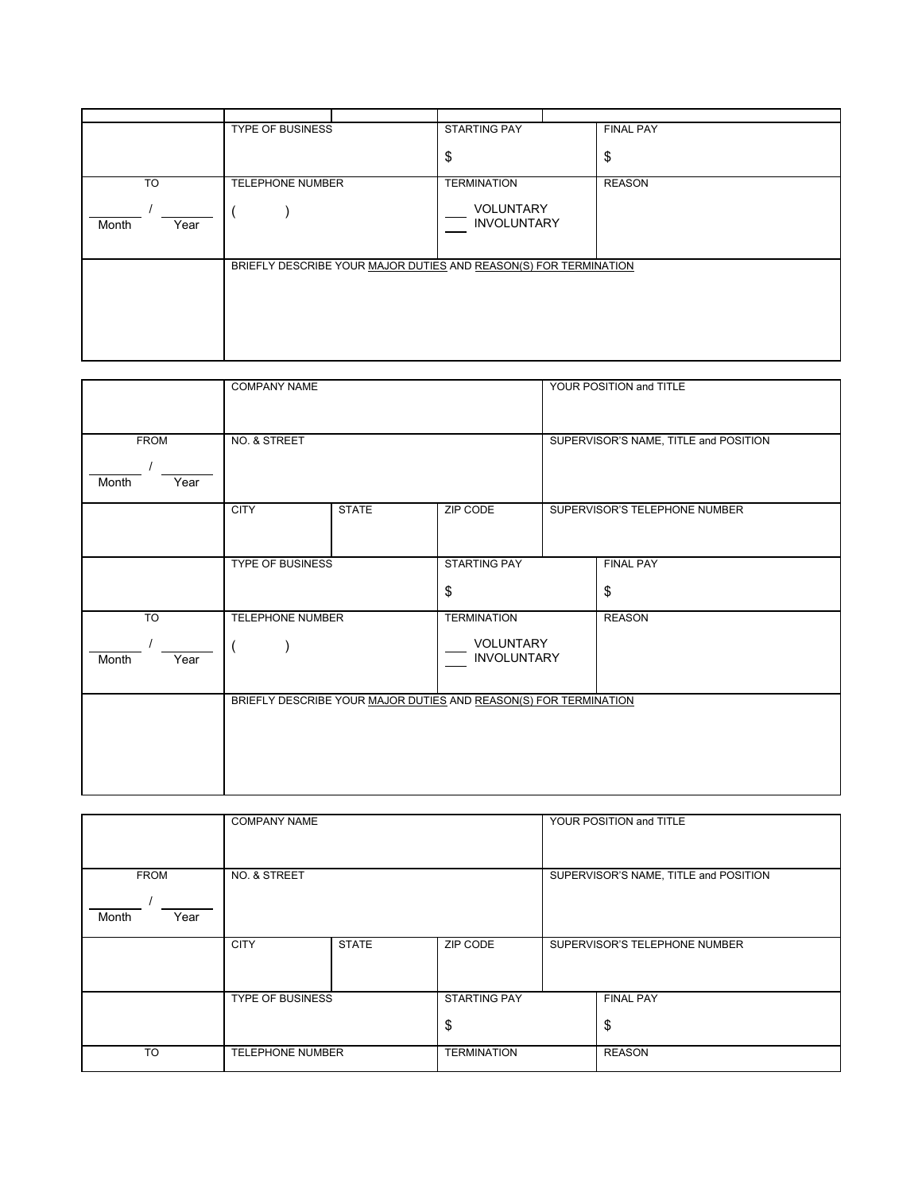| | | | | | |
|---|---|---|---|---|---|
| | | | | | |
| | TYPE OF BUSINESS | | STARTING PAY<br><br>$ | | FINAL PAY<br><br>$ |
| TO<br><br>_____ / _____<br>Month Year | TELEPHONE NUMBER<br><br>( ) | | TERMINATION<br><br>___ VOLUNTARY<br>___ INVOLUNTARY | | REASON |
| | BRIEFLY DESCRIBE YOUR MAJOR DUTIES AND REASON(S) FOR TERMINATION | | | | |

| | | | | | |
|---|---|---|---|---|---|
| | COMPANY NAME | | | YOUR POSITION and TITLE | |
| FROM<br><br>_____ / _____<br>Month Year | NO. & STREET | | | SUPERVISOR'S NAME, TITLE and POSITION | |
| | CITY | STATE | ZIP CODE | SUPERVISOR'S TELEPHONE NUMBER | |
| | TYPE OF BUSINESS | | STARTING PAY<br><br>$ | | FINAL PAY<br><br>$ |
| TO<br><br>_____ / _____<br>Month Year | TELEPHONE NUMBER<br><br>( ) | | TERMINATION<br><br>___ VOLUNTARY<br>___ INVOLUNTARY | | REASON |
| | BRIEFLY DESCRIBE YOUR MAJOR DUTIES AND REASON(S) FOR TERMINATION | | | | |

| | | | | | |
|---|---|---|---|---|---|
| | COMPANY NAME | | | YOUR POSITION and TITLE | |
| FROM<br><br>_____ / _____<br>Month Year | NO. & STREET | | | SUPERVISOR'S NAME, TITLE and POSITION | |
| | CITY | STATE | ZIP CODE | SUPERVISOR'S TELEPHONE NUMBER | |
| | TYPE OF BUSINESS | | STARTING PAY<br><br>$ | | FINAL PAY<br><br>$ |
| TO | TELEPHONE NUMBER | | TERMINATION | | REASON |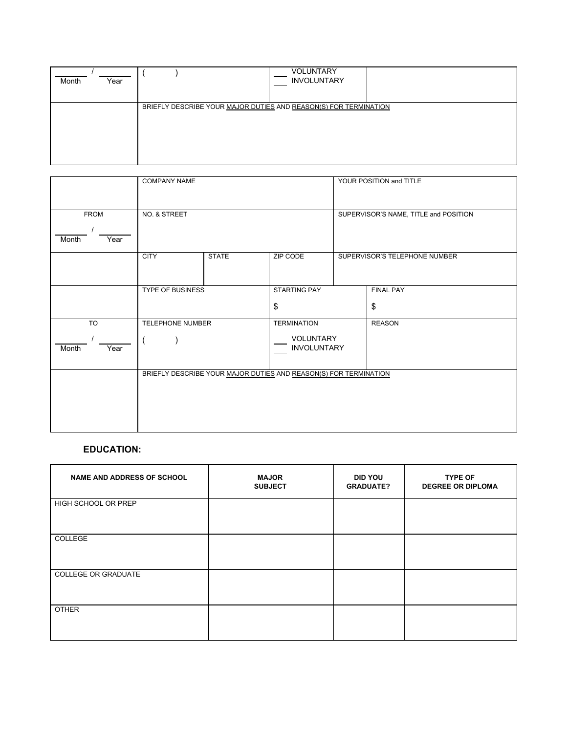| | | | |
|---|---|---|---|
| ___ / ___ Month Year | (        ) | ___ VOLUNTARY ___ INVOLUNTARY | |
| | BRIEFLY DESCRIBE YOUR MAJOR DUTIES AND REASON(S) FOR TERMINATION | | |

| | | | | | |
|---|---|---|---|---|---|
| | COMPANY NAME | | | YOUR POSITION and TITLE | |
| FROM ___ / ___ Month Year | NO. & STREET | | | SUPERVISOR'S NAME, TITLE and POSITION | |
| | CITY | STATE | ZIP CODE | SUPERVISOR'S TELEPHONE NUMBER | |
| | TYPE OF BUSINESS | | STARTING PAY $ | | FINAL PAY $ |
| TO ___ / ___ Month Year | TELEPHONE NUMBER (        ) | | TERMINATION ___ VOLUNTARY ___ INVOLUNTARY | | REASON |
| | BRIEFLY DESCRIBE YOUR MAJOR DUTIES AND REASON(S) FOR TERMINATION | | | | |

**EDUCATION:**

| NAME AND ADDRESS OF SCHOOL | MAJOR SUBJECT | DID YOU GRADUATE? | TYPE OF DEGREE OR DIPLOMA |
|---|---|---|---|
| HIGH SCHOOL OR PREP | | | |
| COLLEGE | | | |
| COLLEGE OR GRADUATE | | | |
| OTHER | | | |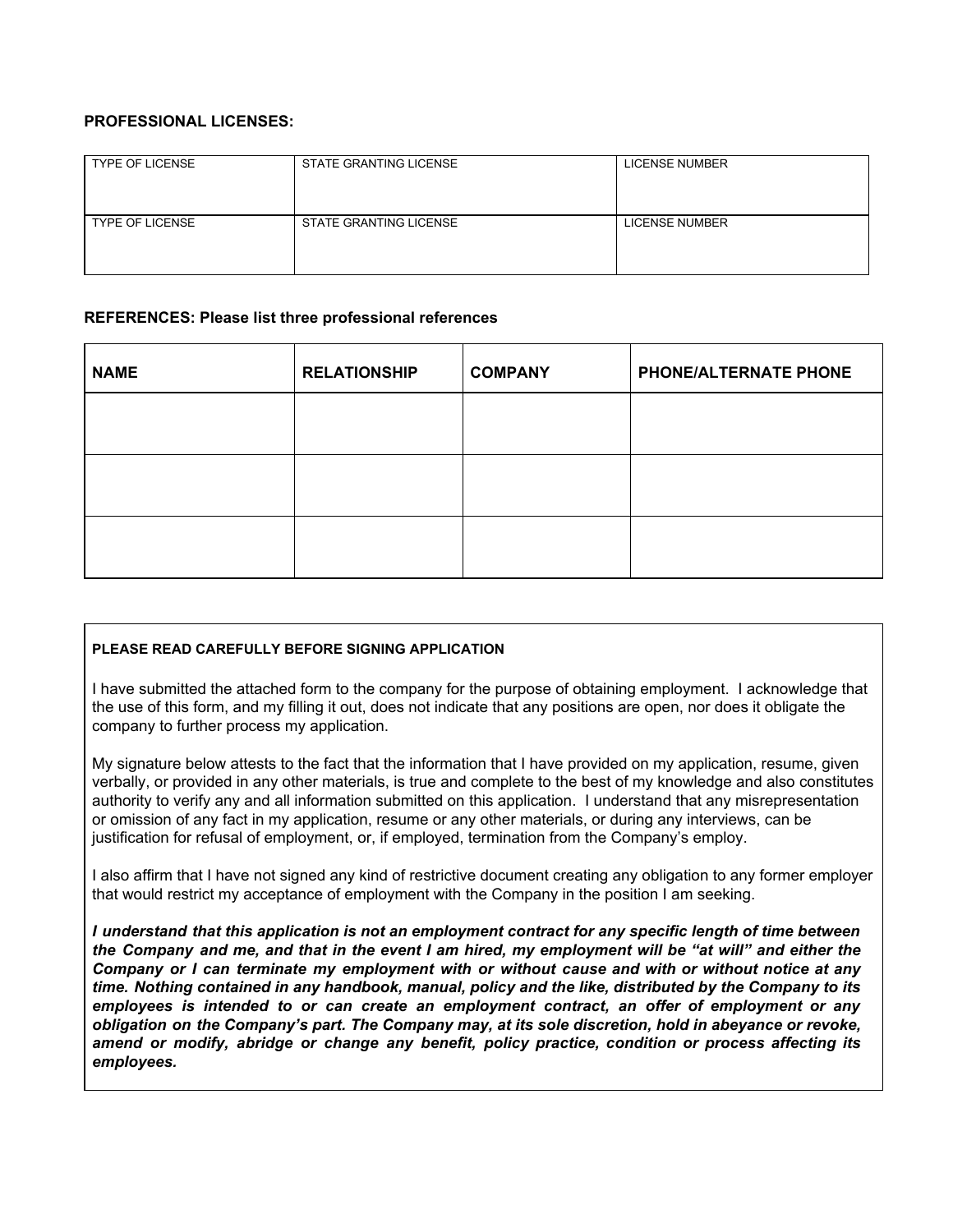**PROFESSIONAL LICENSES:**

| | | |
|---|---|---|
| TYPE OF LICENSE | STATE GRANTING LICENSE | LICENSE NUMBER |
| TYPE OF LICENSE | STATE GRANTING LICENSE | LICENSE NUMBER |

**REFERENCES: Please list three professional references**

| NAME | RELATIONSHIP | COMPANY | PHONE/ALTERNATE PHONE |
|---|---|---|---|
| | | | |
| | | | |
| | | | |

**PLEASE READ CAREFULLY BEFORE SIGNING APPLICATION**

I have submitted the attached form to the company for the purpose of obtaining employment. I acknowledge that the use of this form, and my filling it out, does not indicate that any positions are open, nor does it obligate the company to further process my application.

My signature below attests to the fact that the information that I have provided on my application, resume, given verbally, or provided in any other materials, is true and complete to the best of my knowledge and also constitutes authority to verify any and all information submitted on this application. I understand that any misrepresentation or omission of any fact in my application, resume or any other materials, or during any interviews, can be justification for refusal of employment, or, if employed, termination from the Company's employ.

I also affirm that I have not signed any kind of restrictive document creating any obligation to any former employer that would restrict my acceptance of employment with the Company in the position I am seeking.

***I understand that this application is not an employment contract for any specific length of time between the Company and me, and that in the event I am hired, my employment will be "at will" and either the Company or I can terminate my employment with or without cause and with or without notice at any time. Nothing contained in any handbook, manual, policy and the like, distributed by the Company to its employees is intended to or can create an employment contract, an offer of employment or any obligation on the Company's part. The Company may, at its sole discretion, hold in abeyance or revoke, amend or modify, abridge or change any benefit, policy practice, condition or process affecting its employees.***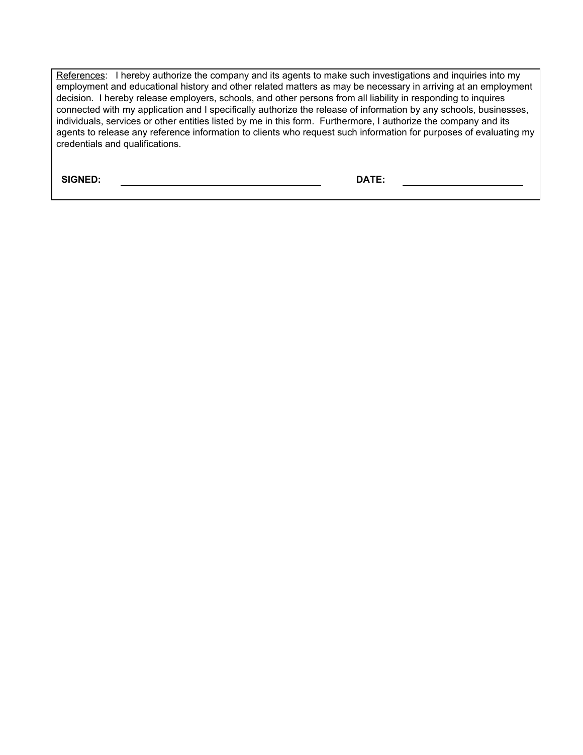References: I hereby authorize the company and its agents to make such investigations and inquiries into my employment and educational history and other related matters as may be necessary in arriving at an employment decision. I hereby release employers, schools, and other persons from all liability in responding to inquires connected with my application and I specifically authorize the release of information by any schools, businesses, individuals, services or other entities listed by me in this form. Furthermore, I authorize the company and its agents to release any reference information to clients who request such information for purposes of evaluating my credentials and qualifications.

**SIGNED:** ______________________________ **DATE:** ____________________